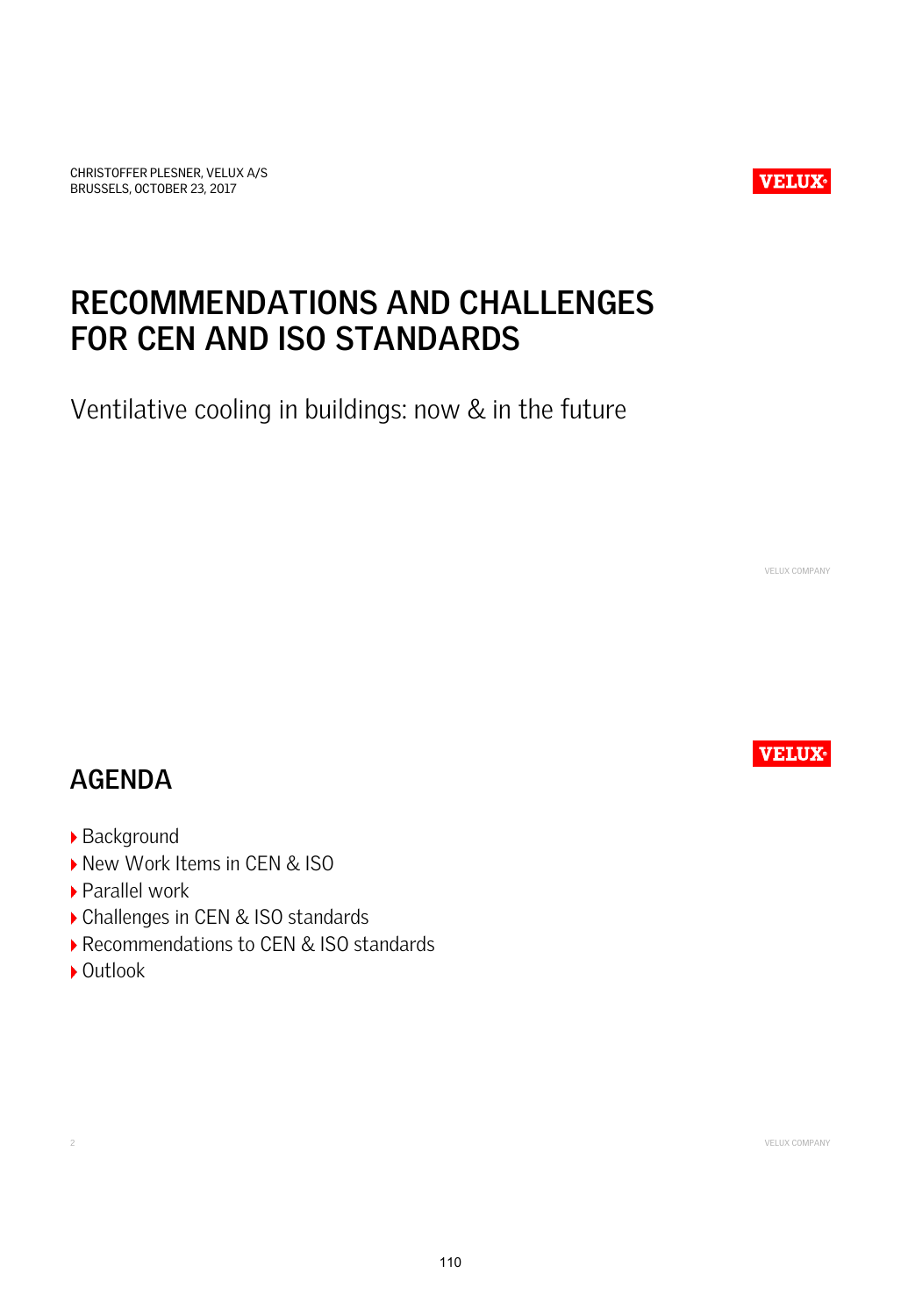CHRISTOFFER PLESNER, VELUX A/S
BRUSSELS, OCTOBER 23, 2017

# RECOMMENDATIONS AND CHALLENGES FOR CEN AND ISO STANDARDS

Ventilative cooling in buildings: now & in the future

## AGENDA

- Background
- New Work Items in CEN & ISO
- Parallel work
- Challenges in CEN & ISO standards
- Recommendations to CEN & ISO standards
- Outlook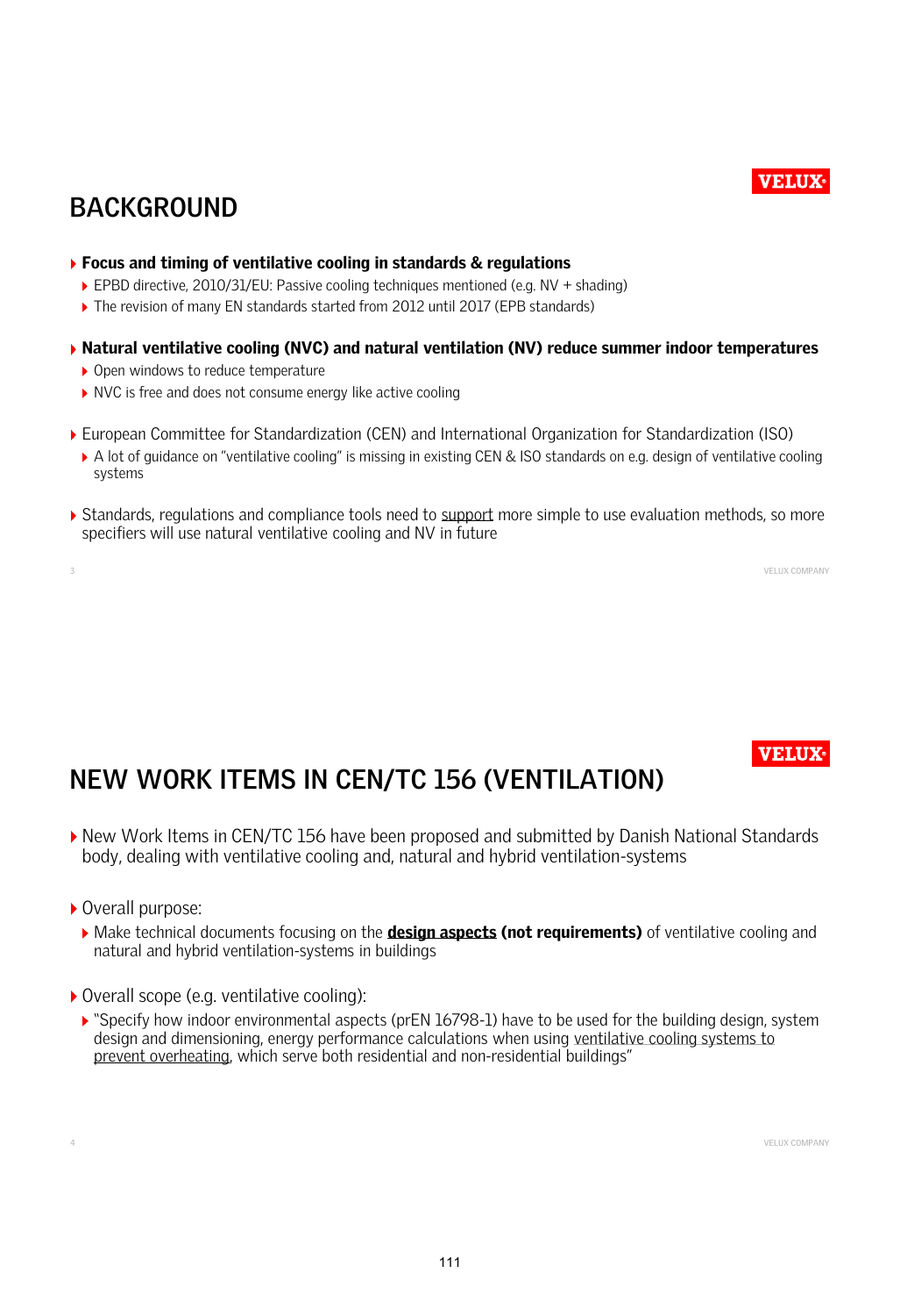## BACKGROUND

- **Focus and timing of ventilative cooling in standards & regulations**
  - EPBD directive, 2010/31/EU: Passive cooling techniques mentioned (e.g. NV + shading)
  - The revision of many EN standards started from 2012 until 2017 (EPB standards)
- **Natural ventilative cooling (NVC) and natural ventilation (NV) reduce summer indoor temperatures**
  - Open windows to reduce temperature
  - NVC is free and does not consume energy like active cooling
- European Committee for Standardization (CEN) and International Organization for Standardization (ISO)
  - A lot of guidance on "ventilative cooling" is missing in existing CEN & ISO standards on e.g. design of ventilative cooling systems
- Standards, regulations and compliance tools need to support more simple to use evaluation methods, so more specifiers will use natural ventilative cooling and NV in future

## NEW WORK ITEMS IN CEN/TC 156 (VENTILATION)

- New Work Items in CEN/TC 156 have been proposed and submitted by Danish National Standards body, dealing with ventilative cooling and, natural and hybrid ventilation-systems
- Overall purpose:
  - Make technical documents focusing on the **design aspects** **(not requirements)** of ventilative cooling and natural and hybrid ventilation-systems in buildings
- Overall scope (e.g. ventilative cooling):
  - "Specify how indoor environmental aspects (prEN 16798-1) have to be used for the building design, system design and dimensioning, energy performance calculations when using ventilative cooling systems to prevent overheating, which serve both residential and non-residential buildings"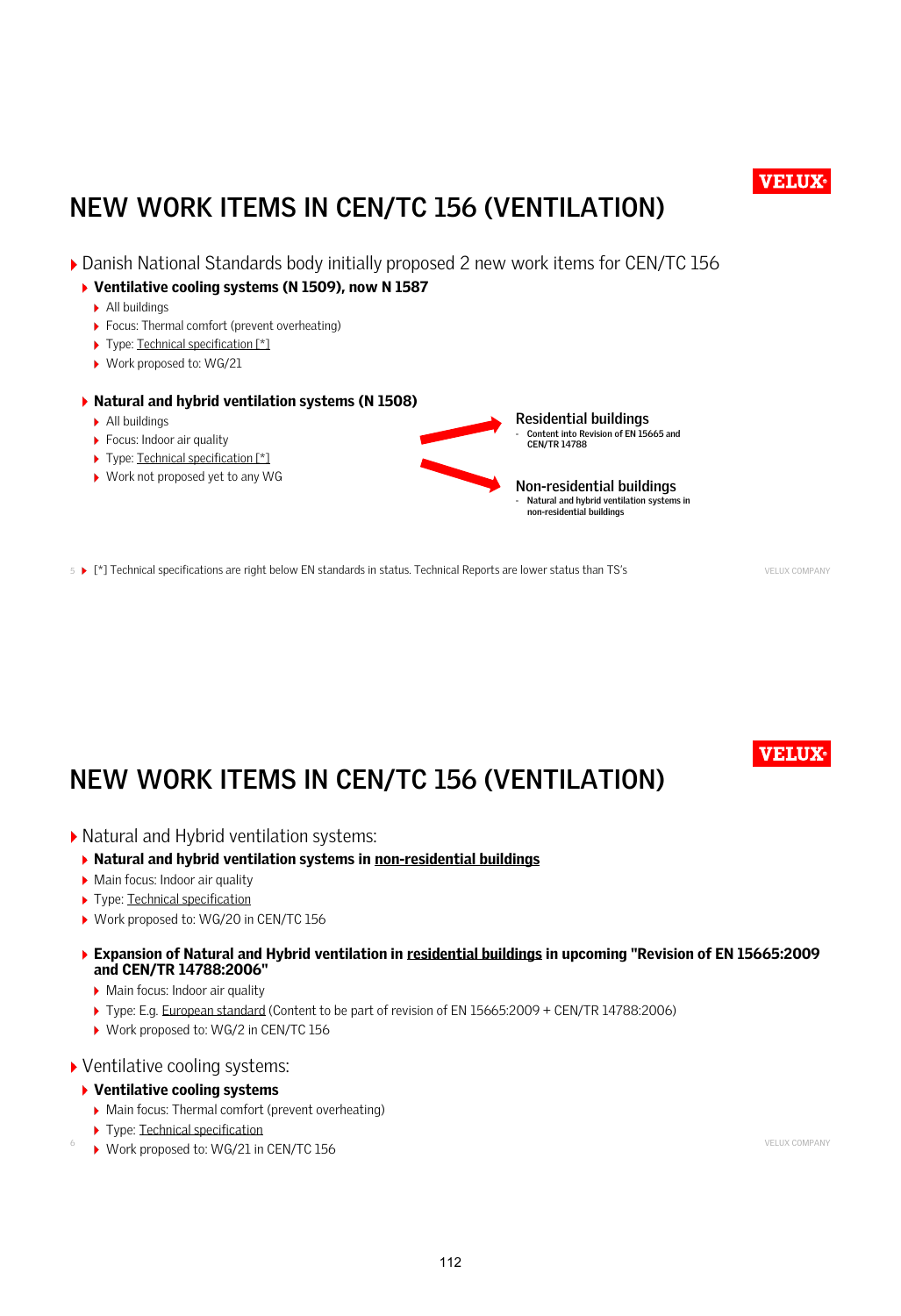# NEW WORK ITEMS IN CEN/TC 156 (VENTILATION)

- Danish National Standards body initially proposed 2 new work items for CEN/TC 156
  - **Ventilative cooling systems (N 1509), now N 1587**
    - All buildings
    - Focus: Thermal comfort (prevent overheating)
    - Type: Technical specification [*]
    - Work proposed to: WG/21
  - **Natural and hybrid ventilation systems (N 1508)**
    - All buildings
    - Focus: Indoor air quality
    - Type: Technical specification [*]
    - Work not proposed yet to any WG

**Residential buildings**
- Content into Revision of EN 15665 and CEN/TR 14788

**Non-residential buildings**
- Natural and hybrid ventilation systems in non-residential buildings

- [*] Technical specifications are right below EN standards in status. Technical Reports are lower status than TS's

# NEW WORK ITEMS IN CEN/TC 156 (VENTILATION)

- Natural and Hybrid ventilation systems:
  - **Natural and hybrid ventilation systems in non-residential buildings**
  - Main focus: Indoor air quality
  - Type: Technical specification
  - Work proposed to: WG/20 in CEN/TC 156
  - **Expansion of Natural and Hybrid ventilation in residential buildings in upcoming "Revision of EN 15665:2009 and CEN/TR 14788:2006"**
    - Main focus: Indoor air quality
    - Type: E.g. European standard (Content to be part of revision of EN 15665:2009 + CEN/TR 14788:2006)
    - Work proposed to: WG/2 in CEN/TC 156
- Ventilative cooling systems:
  - **Ventilative cooling systems**
    - Main focus: Thermal comfort (prevent overheating)
    - Type: Technical specification
    - Work proposed to: WG/21 in CEN/TC 156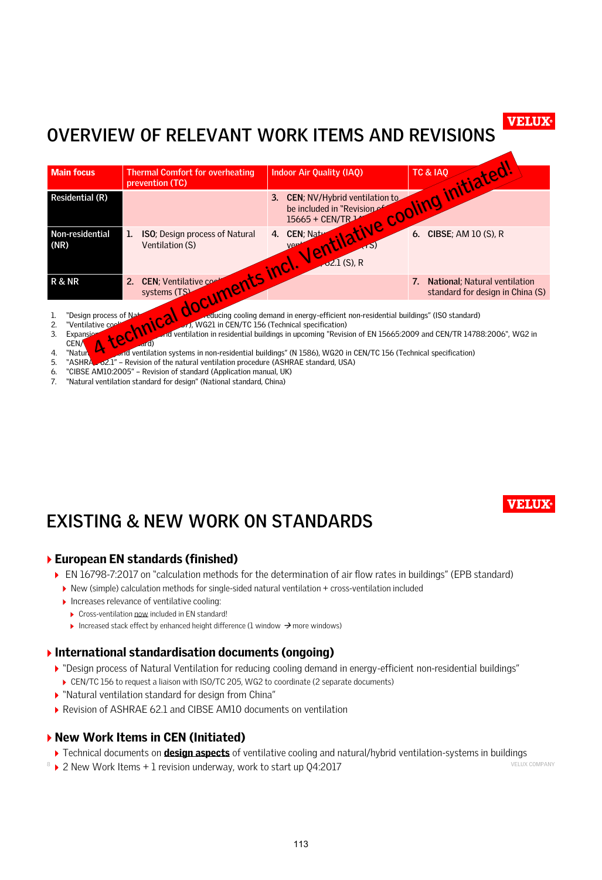# OVERVIEW OF RELEVANT WORK ITEMS AND REVISIONS

| Main focus | Thermal Comfort for overheating prevention (TC) | Indoor Air Quality (IAQ) | TC & IAQ |
|---|---|---|---|
| Residential (R) | | 3. **CEN**; NV/Hybrid ventilation to be included in "Revision of 15665 + CEN/TR 14... | |
| Non-residential (NR) | 1. **ISO**; Design process of Natural Ventilation (S) | 4. **CEN**; Natu... ven... (TS) ...62.1 (S), R | 6. **CIBSE**; AM 10 (S), R |
| R & NR | 2. **CEN**; Ventilative coo... systems (TS) | | 7. **National**; Natural ventilation standard for design in China (S) |

4 technical documents incl. Ventilative cooling initiated!

1. "Design process of Nat... reducing cooling demand in energy-efficient non-residential buildings" (ISO standard)
2. "Ventilative coo... ...7), WG21 in CEN/TC 156 (Technical specification)
3. Expansion... ...d ventilation in residential buildings in upcoming "Revision of EN 15665:2009 and CEN/TR 14788:2006", WG2 in CEN/... ...ard)
4. "Natur... ...d ventilation systems in non-residential buildings" (N 1586), WG20 in CEN/TC 156 (Technical specification)
5. "ASHRA... 62.1" – Revision of the natural ventilation procedure (ASHRAE standard, USA)
6. "CIBSE AM10:2005" – Revision of standard (Application manual, UK)
7. "Natural ventilation standard for design" (National standard, China)

# EXISTING & NEW WORK ON STANDARDS

## European EN standards (finished)

- EN 16798-7:2017 on "calculation methods for the determination of air flow rates in buildings" (EPB standard)
  - New (simple) calculation methods for single-sided natural ventilation + cross-ventilation included
  - Increases relevance of ventilative cooling:
    - Cross-ventilation now included in EN standard!
    - Increased stack effect by enhanced height difference (1 window → more windows)

## International standardisation documents (ongoing)

- "Design process of Natural Ventilation for reducing cooling demand in energy-efficient non-residential buildings"
  - CEN/TC 156 to request a liaison with ISO/TC 205, WG2 to coordinate (2 separate documents)
- "Natural ventilation standard for design from China"
- Revision of ASHRAE 62.1 and CIBSE AM10 documents on ventilation

## New Work Items in CEN (Initiated)

- Technical documents on **design aspects** of ventilative cooling and natural/hybrid ventilation-systems in buildings
- 2 New Work Items + 1 revision underway, work to start up Q4:2017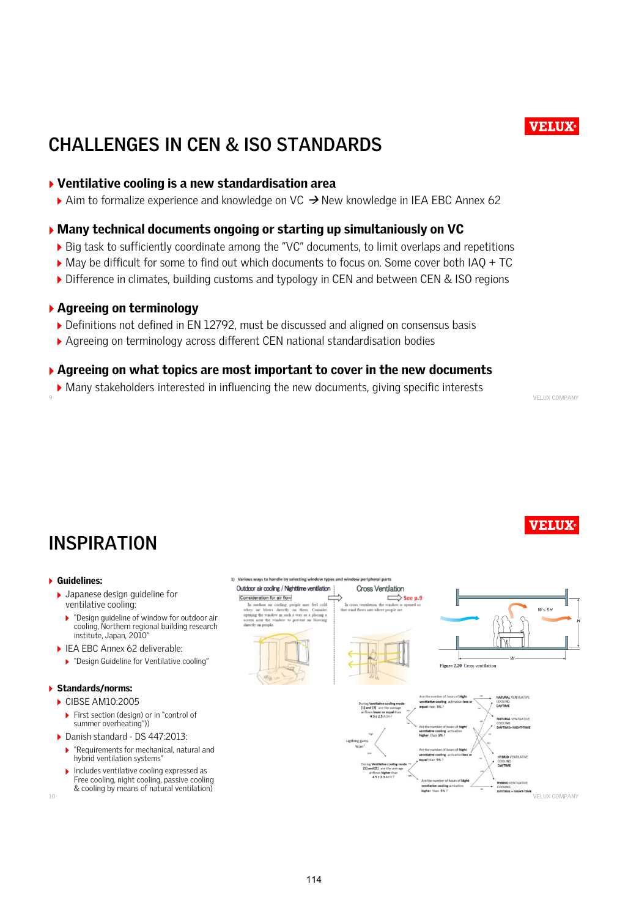# CHALLENGES IN CEN & ISO STANDARDS

- **Ventilative cooling is a new standardisation area**
  - Aim to formalize experience and knowledge on VC → New knowledge in IEA EBC Annex 62
- **Many technical documents ongoing or starting up simultaniously on VC**
  - Big task to sufficiently coordinate among the "VC" documents, to limit overlaps and repetitions
  - May be difficult for some to find out which documents to focus on. Some cover both IAQ + TC
  - Difference in climates, building customs and typology in CEN and between CEN & ISO regions
- **Agreeing on terminology**
  - Definitions not defined in EN 12792, must be discussed and aligned on consensus basis
  - Agreeing on terminology across different CEN national standardisation bodies
- **Agreeing on what topics are most important to cover in the new documents**
  - Many stakeholders interested in influencing the new documents, giving specific interests

# INSPIRATION

- **Guidelines:**
  - Japanese design guideline for ventilative cooling:
    - "Design guideline of window for outdoor air cooling, Northern regional building research institute, Japan, 2010"
  - IEA EBC Annex 62 deliverable:
    - "Design Guideline for Ventilative cooling"
- **Standards/norms:**
  - CIBSE AM10:2005
    - First section (design) or in "control of summer overheating"))
  - Danish standard - DS 447:2013:
    - "Requirements for mechanical, natural and hybrid ventilation systems"
    - Includes ventilative cooling expressed as Free cooling, night cooling, passive cooling & cooling by means of natural ventilation)

1) Various ways to handle by selecting window types and window peripheral parts

Figure 2.20 Cross ventilation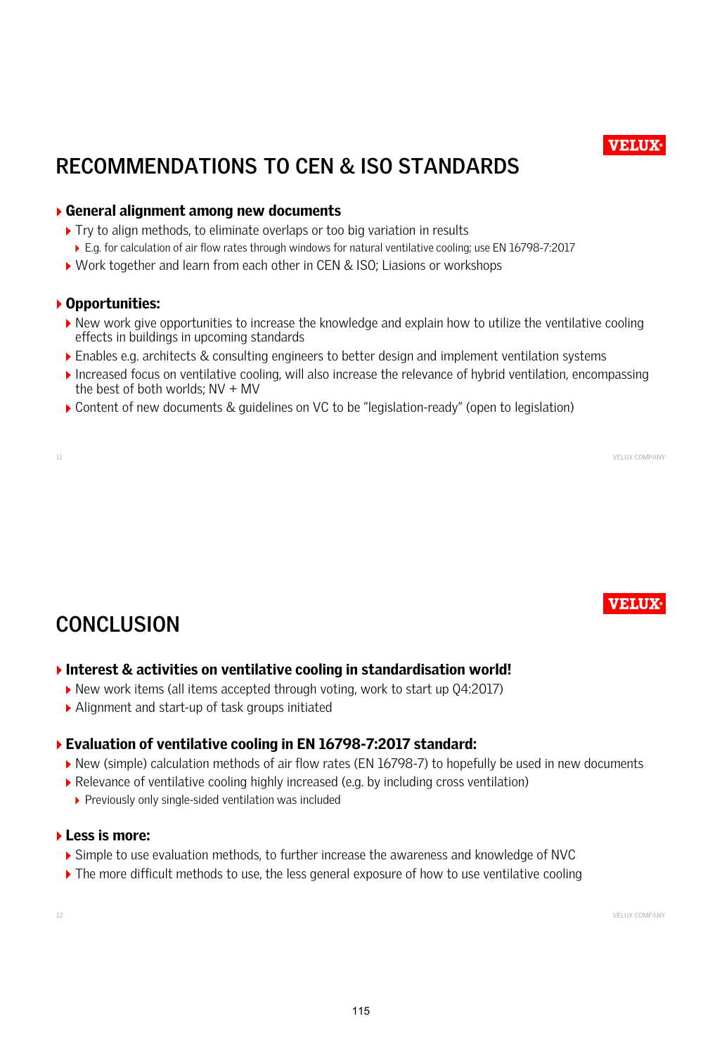## RECOMMENDATIONS TO CEN & ISO STANDARDS

- **General alignment among new documents**
  - Try to align methods, to eliminate overlaps or too big variation in results
    - E.g. for calculation of air flow rates through windows for natural ventilative cooling; use EN 16798-7:2017
  - Work together and learn from each other in CEN & ISO; Liasions or workshops

- **Opportunities:**
  - New work give opportunities to increase the knowledge and explain how to utilize the ventilative cooling effects in buildings in upcoming standards
  - Enables e.g. architects & consulting engineers to better design and implement ventilation systems
  - Increased focus on ventilative cooling, will also increase the relevance of hybrid ventilation, encompassing the best of both worlds; NV + MV
  - Content of new documents & guidelines on VC to be "legislation-ready" (open to legislation)

## CONCLUSION

- **Interest & activities on ventilative cooling in standardisation world!**
  - New work items (all items accepted through voting, work to start up Q4:2017)
  - Alignment and start-up of task groups initiated

- **Evaluation of ventilative cooling in EN 16798-7:2017 standard:**
  - New (simple) calculation methods of air flow rates (EN 16798-7) to hopefully be used in new documents
  - Relevance of ventilative cooling highly increased (e.g. by including cross ventilation)
    - Previously only single-sided ventilation was included

- **Less is more:**
  - Simple to use evaluation methods, to further increase the awareness and knowledge of NVC
  - The more difficult methods to use, the less general exposure of how to use ventilative cooling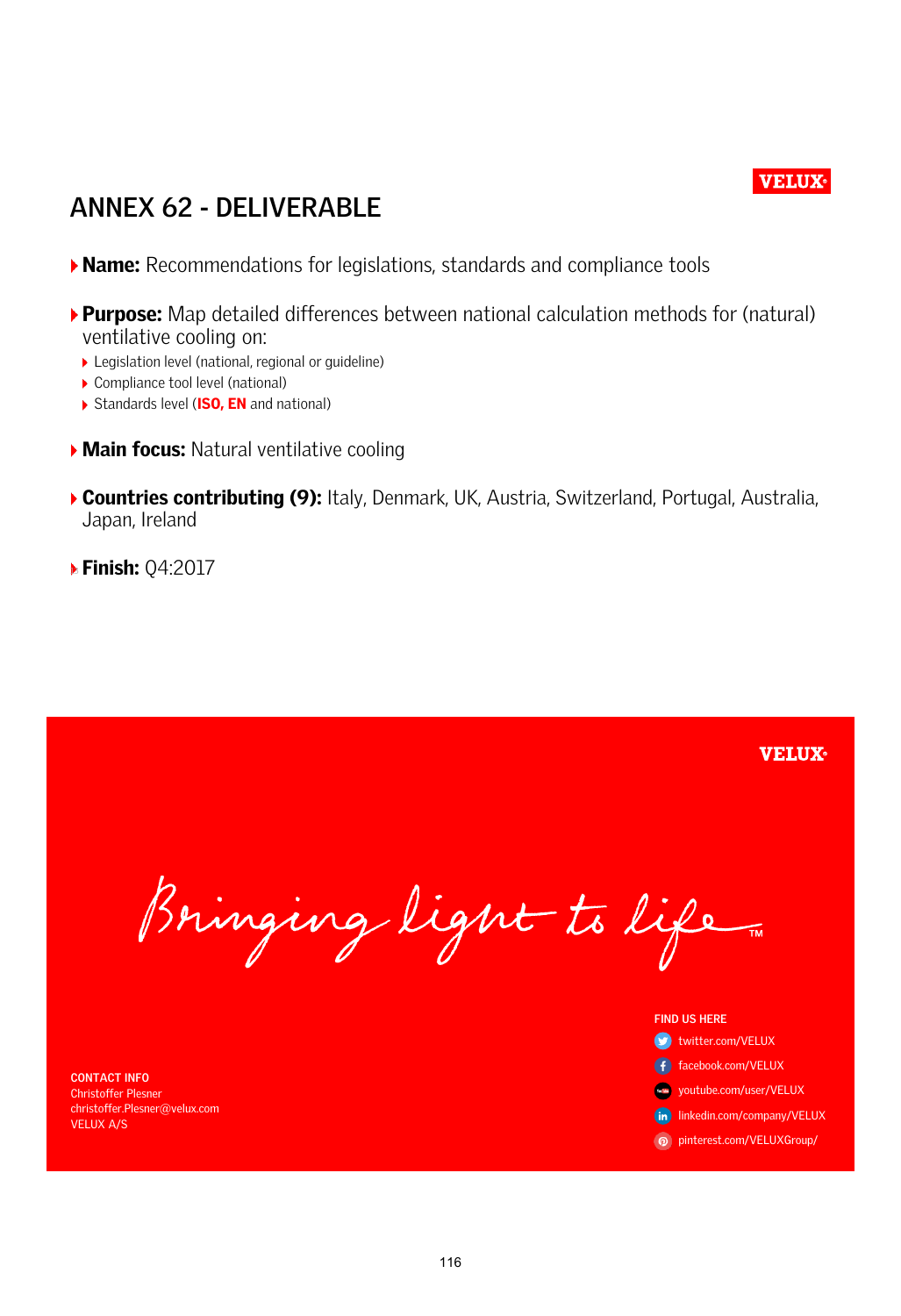VELUX

# ANNEX 62 - DELIVERABLE

- **Name:** Recommendations for legislations, standards and compliance tools

- **Purpose:** Map detailed differences between national calculation methods for (natural) ventilative cooling on:
  - Legislation level (national, regional or guideline)
  - Compliance tool level (national)
  - Standards level (**ISO, EN** and national)

- **Main focus:** Natural ventilative cooling

- **Countries contributing (9):** Italy, Denmark, UK, Austria, Switzerland, Portugal, Australia, Japan, Ireland

- **Finish:** Q4:2017

VELUX

Bringing light to life™

CONTACT INFO
Christoffer Plesner
christoffer.Plesner@velux.com
VELUX A/S

FIND US HERE
twitter.com/VELUX
facebook.com/VELUX
youtube.com/user/VELUX
linkedin.com/company/VELUX
pinterest.com/VELUXGroup/